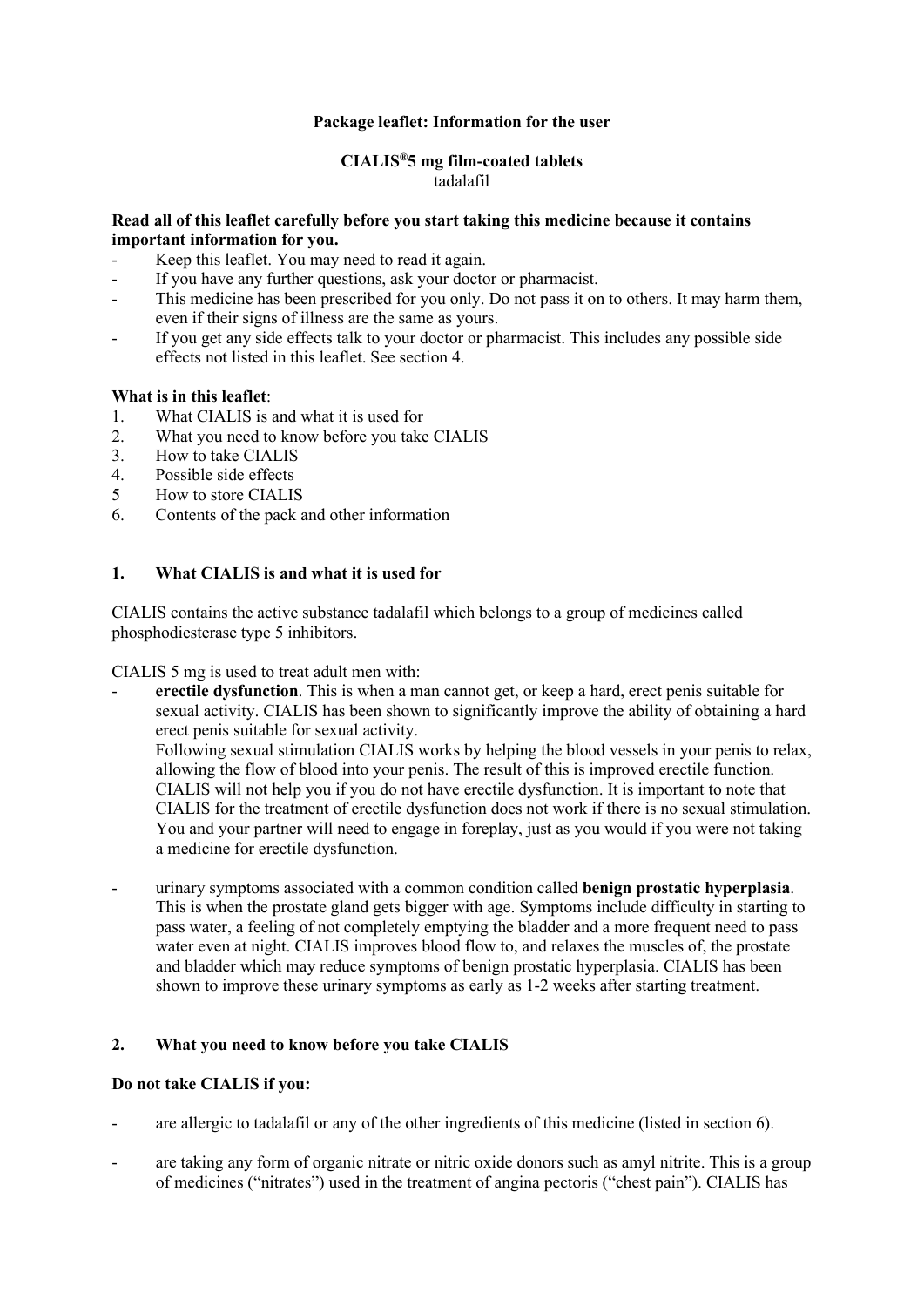**Package leaflet: Information for the user**

**CIALIS®5 mg film-coated tablets**
tadalafil

**Read all of this leaflet carefully before you start taking this medicine because it contains important information for you.**

- Keep this leaflet. You may need to read it again.
- If you have any further questions, ask your doctor or pharmacist.
- This medicine has been prescribed for you only. Do not pass it on to others. It may harm them, even if their signs of illness are the same as yours.
- If you get any side effects talk to your doctor or pharmacist. This includes any possible side effects not listed in this leaflet. See section 4.

**What is in this leaflet**:

1. What CIALIS is and what it is used for
2. What you need to know before you take CIALIS
3. How to take CIALIS
4. Possible side effects
5. How to store CIALIS
6. Contents of the pack and other information

## 1. What CIALIS is and what it is used for

CIALIS contains the active substance tadalafil which belongs to a group of medicines called phosphodiesterase type 5 inhibitors.

CIALIS 5 mg is used to treat adult men with:

- **erectile dysfunction**. This is when a man cannot get, or keep a hard, erect penis suitable for sexual activity. CIALIS has been shown to significantly improve the ability of obtaining a hard erect penis suitable for sexual activity.
  Following sexual stimulation CIALIS works by helping the blood vessels in your penis to relax, allowing the flow of blood into your penis. The result of this is improved erectile function. CIALIS will not help you if you do not have erectile dysfunction. It is important to note that CIALIS for the treatment of erectile dysfunction does not work if there is no sexual stimulation. You and your partner will need to engage in foreplay, just as you would if you were not taking a medicine for erectile dysfunction.

- urinary symptoms associated with a common condition called **benign prostatic hyperplasia**. This is when the prostate gland gets bigger with age. Symptoms include difficulty in starting to pass water, a feeling of not completely emptying the bladder and a more frequent need to pass water even at night. CIALIS improves blood flow to, and relaxes the muscles of, the prostate and bladder which may reduce symptoms of benign prostatic hyperplasia. CIALIS has been shown to improve these urinary symptoms as early as 1-2 weeks after starting treatment.

## 2. What you need to know before you take CIALIS

**Do not take CIALIS if you:**

- are allergic to tadalafil or any of the other ingredients of this medicine (listed in section 6).

- are taking any form of organic nitrate or nitric oxide donors such as amyl nitrite. This is a group of medicines ("nitrates") used in the treatment of angina pectoris ("chest pain"). CIALIS has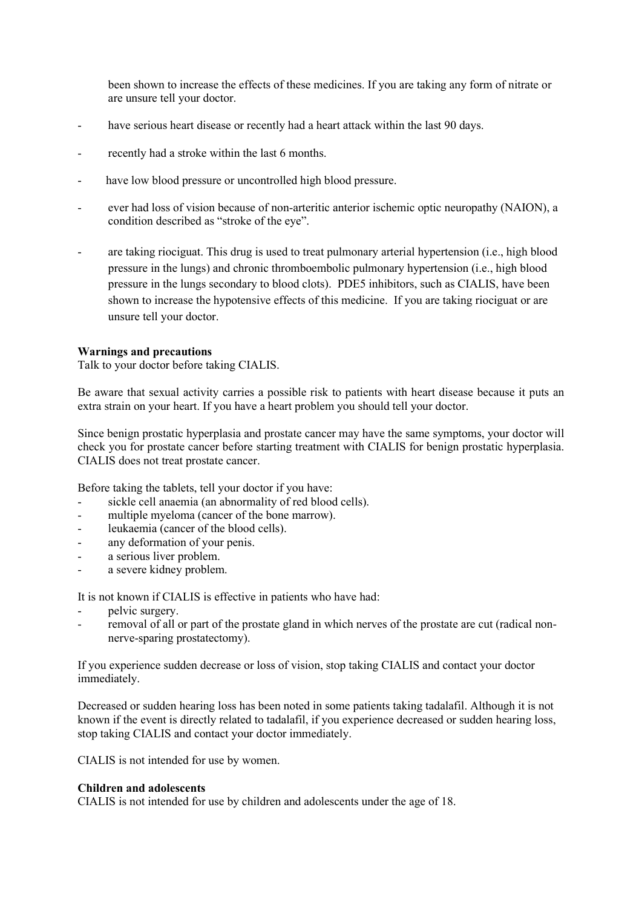been shown to increase the effects of these medicines. If you are taking any form of nitrate or are unsure tell your doctor.

- have serious heart disease or recently had a heart attack within the last 90 days.
- recently had a stroke within the last 6 months.
- have low blood pressure or uncontrolled high blood pressure.
- ever had loss of vision because of non-arteritic anterior ischemic optic neuropathy (NAION), a condition described as “stroke of the eye”.
- are taking riociguat. This drug is used to treat pulmonary arterial hypertension (i.e., high blood pressure in the lungs) and chronic thromboembolic pulmonary hypertension (i.e., high blood pressure in the lungs secondary to blood clots). PDE5 inhibitors, such as CIALIS, have been shown to increase the hypotensive effects of this medicine. If you are taking riociguat or are unsure tell your doctor.

**Warnings and precautions**

Talk to your doctor before taking CIALIS.

Be aware that sexual activity carries a possible risk to patients with heart disease because it puts an extra strain on your heart. If you have a heart problem you should tell your doctor.

Since benign prostatic hyperplasia and prostate cancer may have the same symptoms, your doctor will check you for prostate cancer before starting treatment with CIALIS for benign prostatic hyperplasia. CIALIS does not treat prostate cancer.

Before taking the tablets, tell your doctor if you have:

- sickle cell anaemia (an abnormality of red blood cells).
- multiple myeloma (cancer of the bone marrow).
- leukaemia (cancer of the blood cells).
- any deformation of your penis.
- a serious liver problem.
- a severe kidney problem.

It is not known if CIALIS is effective in patients who have had:

- pelvic surgery.
- removal of all or part of the prostate gland in which nerves of the prostate are cut (radical non-nerve-sparing prostatectomy).

If you experience sudden decrease or loss of vision, stop taking CIALIS and contact your doctor immediately.

Decreased or sudden hearing loss has been noted in some patients taking tadalafil. Although it is not known if the event is directly related to tadalafil, if you experience decreased or sudden hearing loss, stop taking CIALIS and contact your doctor immediately.

CIALIS is not intended for use by women.

**Children and adolescents**

CIALIS is not intended for use by children and adolescents under the age of 18.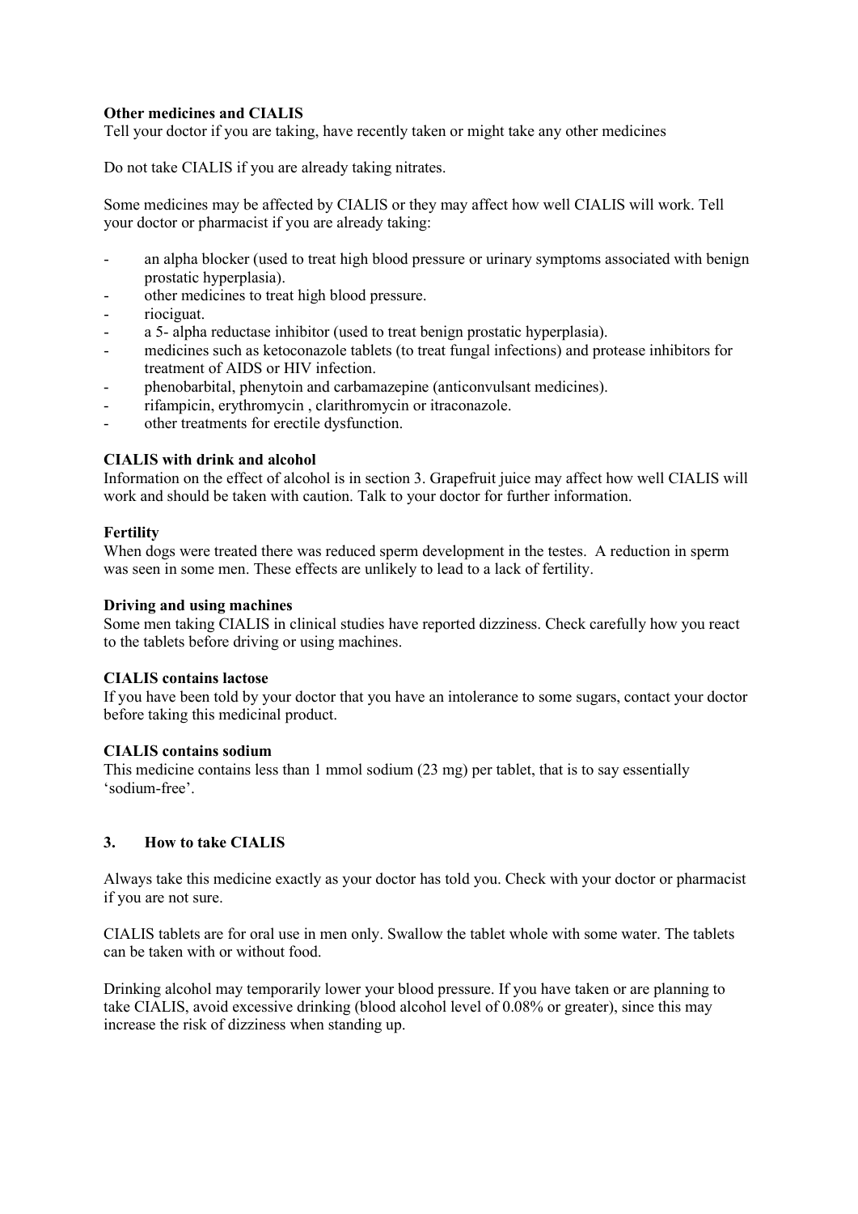**Other medicines and CIALIS**
Tell your doctor if you are taking, have recently taken or might take any other medicines

Do not take CIALIS if you are already taking nitrates.

Some medicines may be affected by CIALIS or they may affect how well CIALIS will work. Tell your doctor or pharmacist if you are already taking:

- an alpha blocker (used to treat high blood pressure or urinary symptoms associated with benign prostatic hyperplasia).
- other medicines to treat high blood pressure.
- riociguat.
- a 5- alpha reductase inhibitor (used to treat benign prostatic hyperplasia).
- medicines such as ketoconazole tablets (to treat fungal infections) and protease inhibitors for treatment of AIDS or HIV infection.
- phenobarbital, phenytoin and carbamazepine (anticonvulsant medicines).
- rifampicin, erythromycin , clarithromycin or itraconazole.
- other treatments for erectile dysfunction.

**CIALIS with drink and alcohol**
Information on the effect of alcohol is in section 3. Grapefruit juice may affect how well CIALIS will work and should be taken with caution. Talk to your doctor for further information.

**Fertility**
When dogs were treated there was reduced sperm development in the testes. A reduction in sperm was seen in some men. These effects are unlikely to lead to a lack of fertility.

**Driving and using machines**
Some men taking CIALIS in clinical studies have reported dizziness. Check carefully how you react to the tablets before driving or using machines.

**CIALIS contains lactose**
If you have been told by your doctor that you have an intolerance to some sugars, contact your doctor before taking this medicinal product.

**CIALIS contains sodium**
This medicine contains less than 1 mmol sodium (23 mg) per tablet, that is to say essentially 'sodium-free'.

## 3. How to take CIALIS

Always take this medicine exactly as your doctor has told you. Check with your doctor or pharmacist if you are not sure.

CIALIS tablets are for oral use in men only. Swallow the tablet whole with some water. The tablets can be taken with or without food.

Drinking alcohol may temporarily lower your blood pressure. If you have taken or are planning to take CIALIS, avoid excessive drinking (blood alcohol level of 0.08% or greater), since this may increase the risk of dizziness when standing up.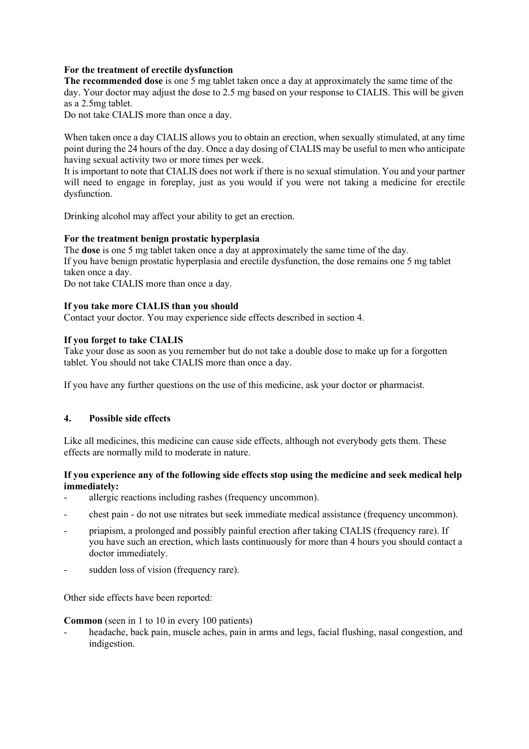**For the treatment of erectile dysfunction**

**The recommended dose** is one 5 mg tablet taken once a day at approximately the same time of the day. Your doctor may adjust the dose to 2.5 mg based on your response to CIALIS. This will be given as a 2.5mg tablet.

Do not take CIALIS more than once a day.

When taken once a day CIALIS allows you to obtain an erection, when sexually stimulated, at any time point during the 24 hours of the day. Once a day dosing of CIALIS may be useful to men who anticipate having sexual activity two or more times per week.

It is important to note that CIALIS does not work if there is no sexual stimulation. You and your partner will need to engage in foreplay, just as you would if you were not taking a medicine for erectile dysfunction.

Drinking alcohol may affect your ability to get an erection.

**For the treatment benign prostatic hyperplasia**

The **dose** is one 5 mg tablet taken once a day at approximately the same time of the day.

If you have benign prostatic hyperplasia and erectile dysfunction, the dose remains one 5 mg tablet taken once a day.

Do not take CIALIS more than once a day.

**If you take more CIALIS than you should**

Contact your doctor. You may experience side effects described in section 4.

**If you forget to take CIALIS**

Take your dose as soon as you remember but do not take a double dose to make up for a forgotten tablet. You should not take CIALIS more than once a day.

If you have any further questions on the use of this medicine, ask your doctor or pharmacist.

## 4. Possible side effects

Like all medicines, this medicine can cause side effects, although not everybody gets them. These effects are normally mild to moderate in nature.

**If you experience any of the following side effects stop using the medicine and seek medical help immediately:**

- allergic reactions including rashes (frequency uncommon).
- chest pain - do not use nitrates but seek immediate medical assistance (frequency uncommon).
- priapism, a prolonged and possibly painful erection after taking CIALIS (frequency rare). If you have such an erection, which lasts continuously for more than 4 hours you should contact a doctor immediately.
- sudden loss of vision (frequency rare).

Other side effects have been reported:

**Common** (seen in 1 to 10 in every 100 patients)

- headache, back pain, muscle aches, pain in arms and legs, facial flushing, nasal congestion, and indigestion.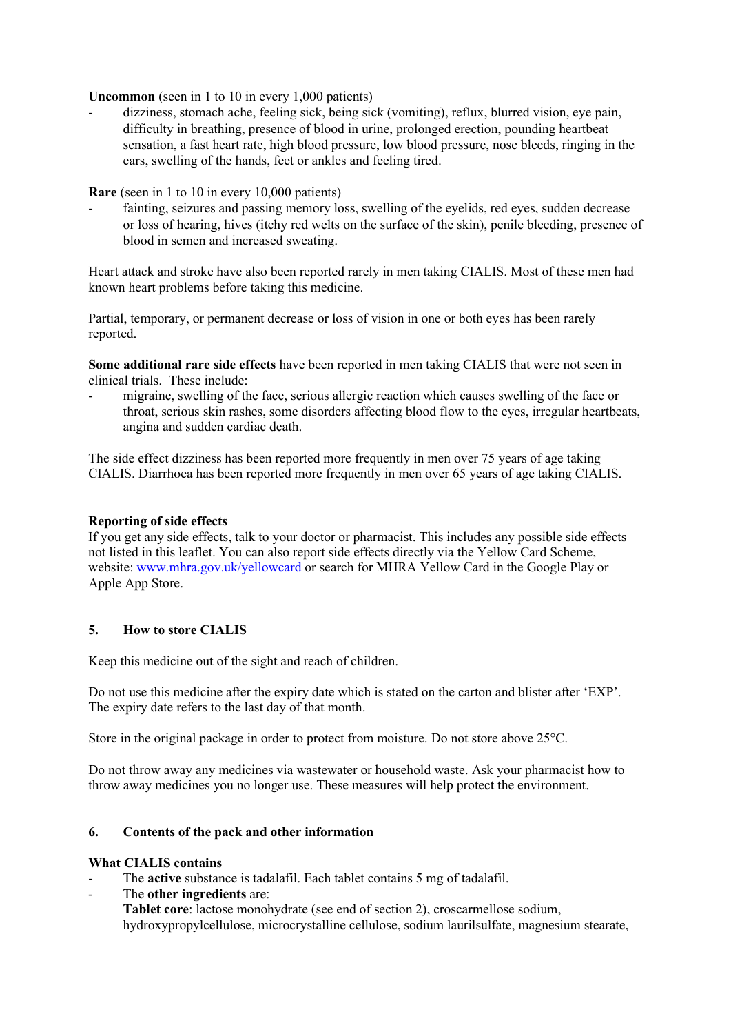**Uncommon** (seen in 1 to 10 in every 1,000 patients)

- dizziness, stomach ache, feeling sick, being sick (vomiting), reflux, blurred vision, eye pain, difficulty in breathing, presence of blood in urine, prolonged erection, pounding heartbeat sensation, a fast heart rate, high blood pressure, low blood pressure, nose bleeds, ringing in the ears, swelling of the hands, feet or ankles and feeling tired.

**Rare** (seen in 1 to 10 in every 10,000 patients)

- fainting, seizures and passing memory loss, swelling of the eyelids, red eyes, sudden decrease or loss of hearing, hives (itchy red welts on the surface of the skin), penile bleeding, presence of blood in semen and increased sweating.

Heart attack and stroke have also been reported rarely in men taking CIALIS. Most of these men had known heart problems before taking this medicine.

Partial, temporary, or permanent decrease or loss of vision in one or both eyes has been rarely reported.

**Some additional rare side effects** have been reported in men taking CIALIS that were not seen in clinical trials. These include:

- migraine, swelling of the face, serious allergic reaction which causes swelling of the face or throat, serious skin rashes, some disorders affecting blood flow to the eyes, irregular heartbeats, angina and sudden cardiac death.

The side effect dizziness has been reported more frequently in men over 75 years of age taking CIALIS. Diarrhoea has been reported more frequently in men over 65 years of age taking CIALIS.

**Reporting of side effects**

If you get any side effects, talk to your doctor or pharmacist. This includes any possible side effects not listed in this leaflet. You can also report side effects directly via the Yellow Card Scheme, website: [www.mhra.gov.uk/yellowcard](www.mhra.gov.uk/yellowcard) or search for MHRA Yellow Card in the Google Play or Apple App Store.

## 5. How to store CIALIS

Keep this medicine out of the sight and reach of children.

Do not use this medicine after the expiry date which is stated on the carton and blister after 'EXP'. The expiry date refers to the last day of that month.

Store in the original package in order to protect from moisture. Do not store above 25°C.

Do not throw away any medicines via wastewater or household waste. Ask your pharmacist how to throw away medicines you no longer use. These measures will help protect the environment.

## 6. Contents of the pack and other information

**What CIALIS contains**

- The **active** substance is tadalafil. Each tablet contains 5 mg of tadalafil.
- The **other ingredients** are:
  **Tablet core**: lactose monohydrate (see end of section 2), croscarmellose sodium, hydroxypropylcellulose, microcrystalline cellulose, sodium laurilsulfate, magnesium stearate,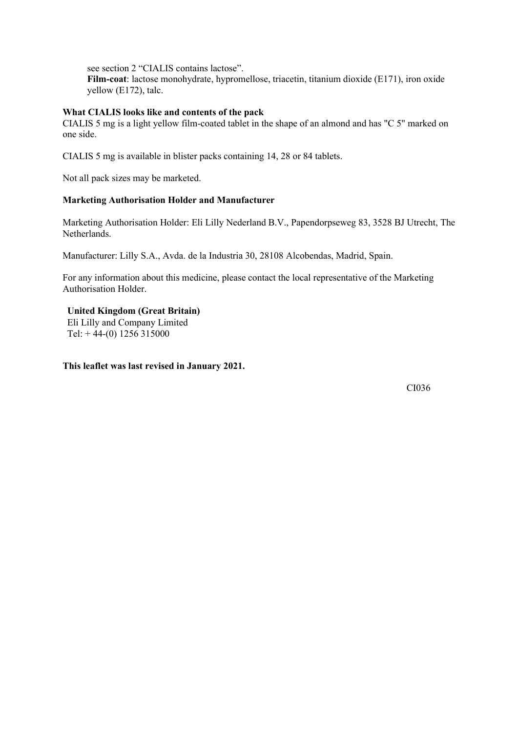see section 2 "CIALIS contains lactose".
**Film-coat**: lactose monohydrate, hypromellose, triacetin, titanium dioxide (E171), iron oxide yellow (E172), talc.

**What CIALIS looks like and contents of the pack**

CIALIS 5 mg is a light yellow film-coated tablet in the shape of an almond and has "C 5" marked on one side.

CIALIS 5 mg is available in blister packs containing 14, 28 or 84 tablets.

Not all pack sizes may be marketed.

**Marketing Authorisation Holder and Manufacturer**

Marketing Authorisation Holder: Eli Lilly Nederland B.V., Papendorpseweg 83, 3528 BJ Utrecht, The Netherlands.

Manufacturer: Lilly S.A., Avda. de la Industria 30, 28108 Alcobendas, Madrid, Spain.

For any information about this medicine, please contact the local representative of the Marketing Authorisation Holder.

**United Kingdom (Great Britain)**
Eli Lilly and Company Limited
Tel: + 44-(0) 1256 315000

**This leaflet was last revised in January 2021.**

CI036